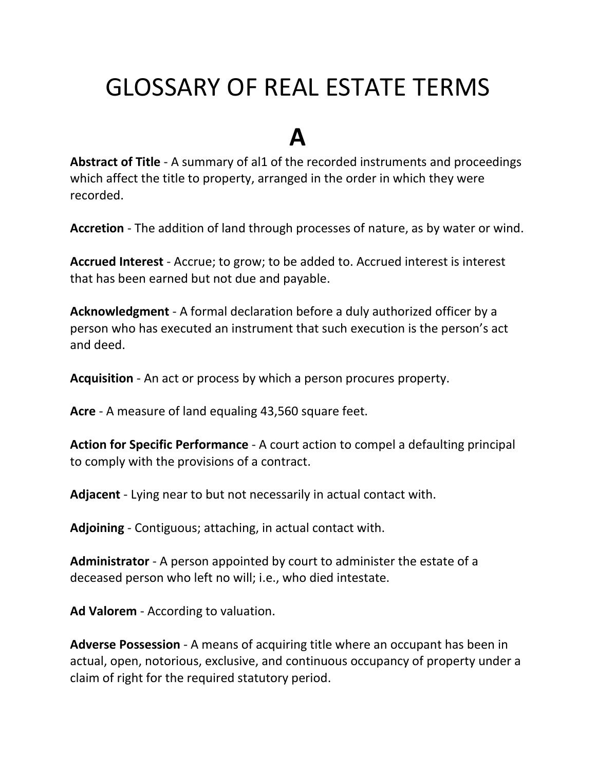# GLOSSARY OF REAL ESTATE TERMS

## A

**Abstract of Title** - A summary of al1 of the recorded instruments and proceedings which affect the title to property, arranged in the order in which they were recorded.

**Accretion** - The addition of land through processes of nature, as by water or wind.

**Accrued Interest** - Accrue; to grow; to be added to. Accrued interest is interest that has been earned but not due and payable.

**Acknowledgment** - A formal declaration before a duly authorized officer by a person who has executed an instrument that such execution is the person's act and deed.

**Acquisition** - An act or process by which a person procures property.

**Acre** - A measure of land equaling 43,560 square feet.

**Action for Specific Performance** - A court action to compel a defaulting principal to comply with the provisions of a contract.

**Adjacent** - Lying near to but not necessarily in actual contact with.

**Adjoining** - Contiguous; attaching, in actual contact with.

**Administrator** - A person appointed by court to administer the estate of a deceased person who left no will; i.e., who died intestate.

**Ad Valorem** - According to valuation.

**Adverse Possession** - A means of acquiring title where an occupant has been in actual, open, notorious, exclusive, and continuous occupancy of property under a claim of right for the required statutory period.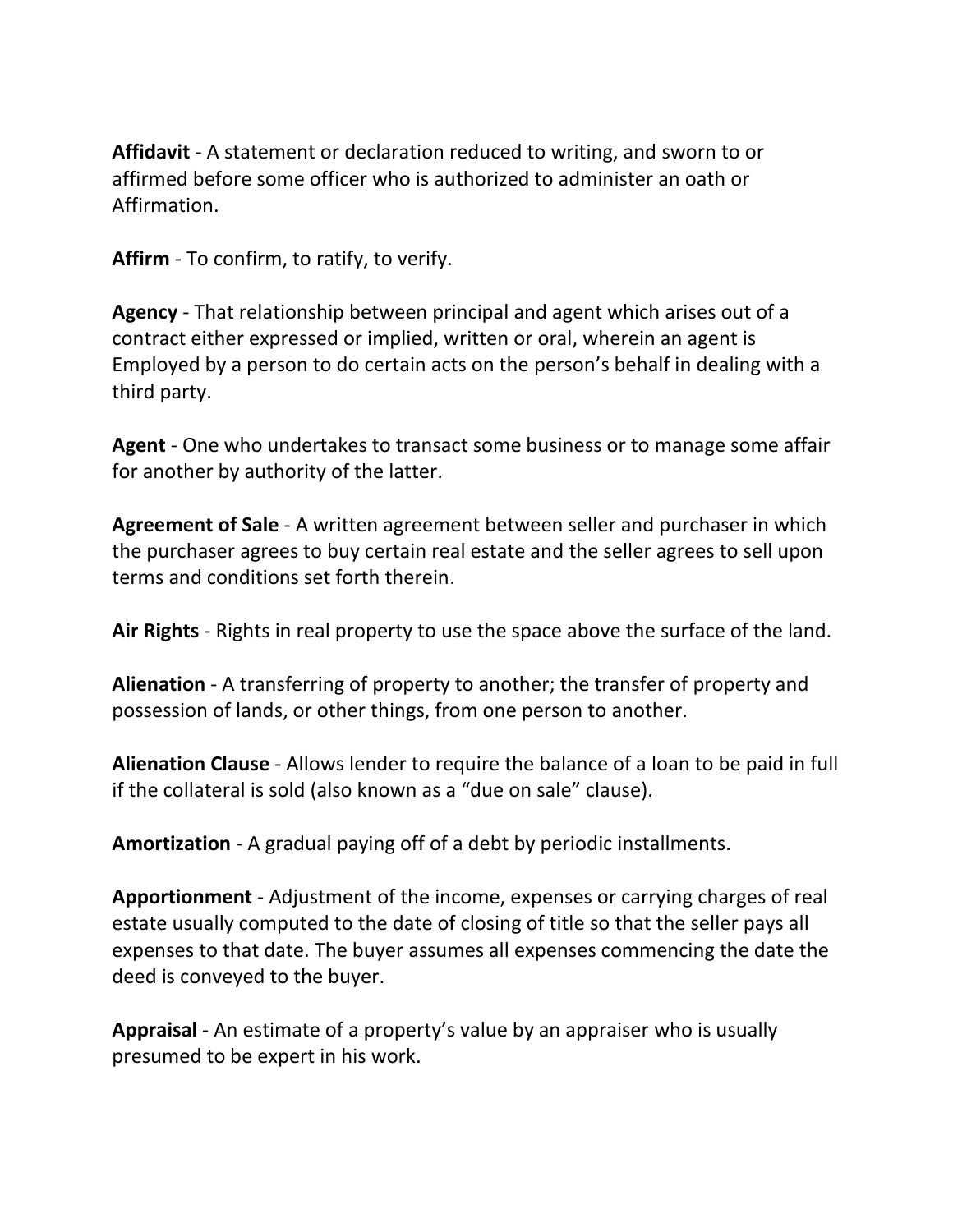**Affidavit** - A statement or declaration reduced to writing, and sworn to or affirmed before some officer who is authorized to administer an oath or Affirmation.

**Affirm** - To confirm, to ratify, to verify.

**Agency** - That relationship between principal and agent which arises out of a contract either expressed or implied, written or oral, wherein an agent is Employed by a person to do certain acts on the person's behalf in dealing with a third party.

**Agent** - One who undertakes to transact some business or to manage some affair for another by authority of the latter.

**Agreement of Sale** - A written agreement between seller and purchaser in which the purchaser agrees to buy certain real estate and the seller agrees to sell upon terms and conditions set forth therein.

**Air Rights** - Rights in real property to use the space above the surface of the land.

**Alienation** - A transferring of property to another; the transfer of property and possession of lands, or other things, from one person to another.

**Alienation Clause** - Allows lender to require the balance of a loan to be paid in full if the collateral is sold (also known as a "due on sale" clause).

**Amortization** - A gradual paying off of a debt by periodic installments.

**Apportionment** - Adjustment of the income, expenses or carrying charges of real estate usually computed to the date of closing of title so that the seller pays all expenses to that date. The buyer assumes all expenses commencing the date the deed is conveyed to the buyer.

**Appraisal** - An estimate of a property's value by an appraiser who is usually presumed to be expert in his work.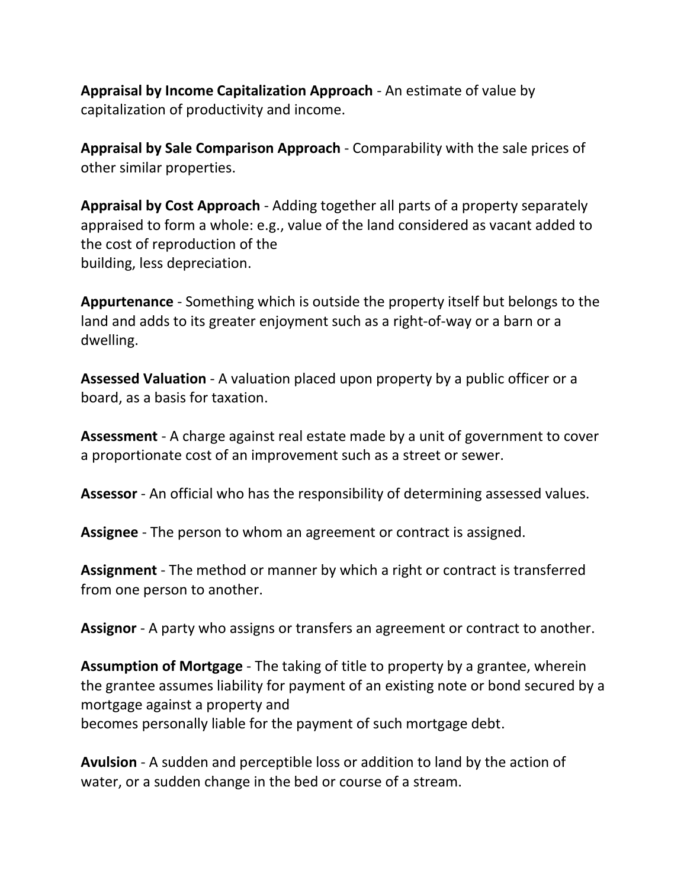**Appraisal by Income Capitalization Approach** - An estimate of value by capitalization of productivity and income.

**Appraisal by Sale Comparison Approach** - Comparability with the sale prices of other similar properties.

**Appraisal by Cost Approach** - Adding together all parts of a property separately appraised to form a whole: e.g., value of the land considered as vacant added to the cost of reproduction of the building, less depreciation.

**Appurtenance** - Something which is outside the property itself but belongs to the land and adds to its greater enjoyment such as a right-of-way or a barn or a dwelling.

**Assessed Valuation** - A valuation placed upon property by a public officer or a board, as a basis for taxation.

**Assessment** - A charge against real estate made by a unit of government to cover a proportionate cost of an improvement such as a street or sewer.

**Assessor** - An official who has the responsibility of determining assessed values.

**Assignee** - The person to whom an agreement or contract is assigned.

**Assignment** - The method or manner by which a right or contract is transferred from one person to another.

**Assignor** - A party who assigns or transfers an agreement or contract to another.

**Assumption of Mortgage** - The taking of title to property by a grantee, wherein the grantee assumes liability for payment of an existing note or bond secured by a mortgage against a property and becomes personally liable for the payment of such mortgage debt.

**Avulsion** - A sudden and perceptible loss or addition to land by the action of water, or a sudden change in the bed or course of a stream.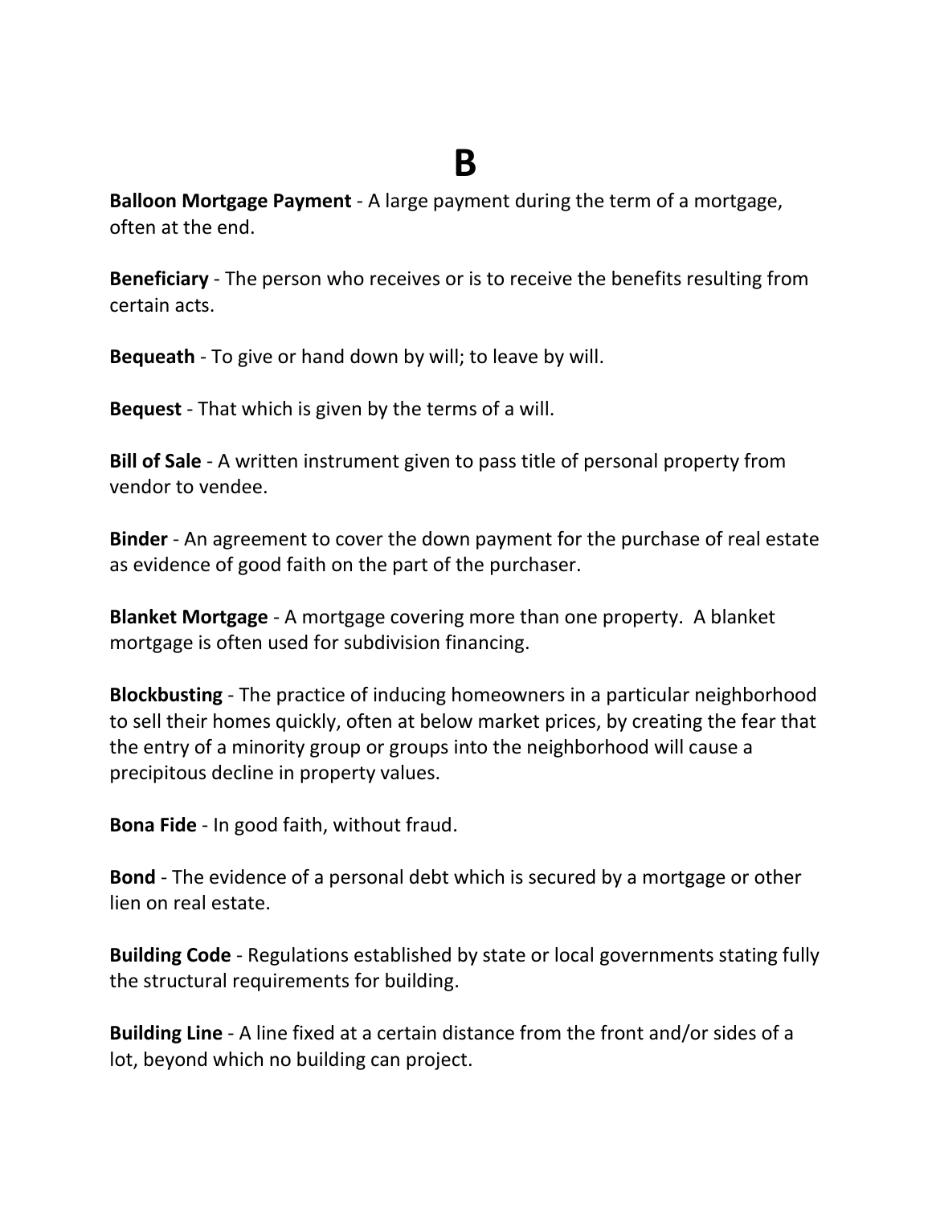# B

**Balloon Mortgage Payment** - A large payment during the term of a mortgage, often at the end.

**Beneficiary** - The person who receives or is to receive the benefits resulting from certain acts.

**Bequeath** - To give or hand down by will; to leave by will.

**Bequest** - That which is given by the terms of a will.

**Bill of Sale** - A written instrument given to pass title of personal property from vendor to vendee.

**Binder** - An agreement to cover the down payment for the purchase of real estate as evidence of good faith on the part of the purchaser.

**Blanket Mortgage** - A mortgage covering more than one property. A blanket mortgage is often used for subdivision financing.

**Blockbusting** - The practice of inducing homeowners in a particular neighborhood to sell their homes quickly, often at below market prices, by creating the fear that the entry of a minority group or groups into the neighborhood will cause a precipitous decline in property values.

**Bona Fide** - In good faith, without fraud.

**Bond** - The evidence of a personal debt which is secured by a mortgage or other lien on real estate.

**Building Code** - Regulations established by state or local governments stating fully the structural requirements for building.

**Building Line** - A line fixed at a certain distance from the front and/or sides of a lot, beyond which no building can project.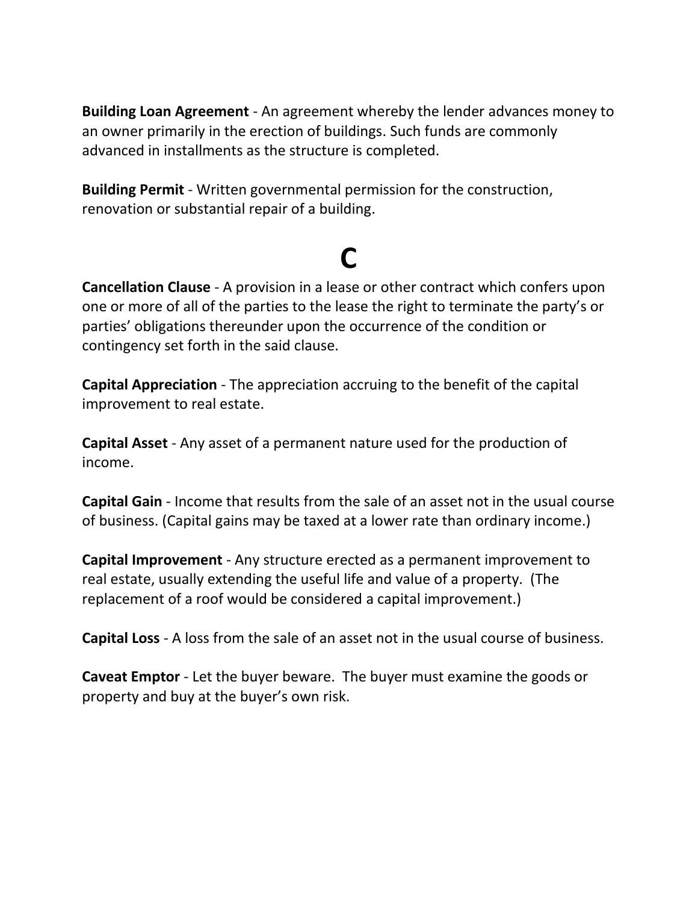**Building Loan Agreement** - An agreement whereby the lender advances money to an owner primarily in the erection of buildings. Such funds are commonly advanced in installments as the structure is completed.

**Building Permit** - Written governmental permission for the construction, renovation or substantial repair of a building.

# C

**Cancellation Clause** - A provision in a lease or other contract which confers upon one or more of all of the parties to the lease the right to terminate the party's or parties' obligations thereunder upon the occurrence of the condition or contingency set forth in the said clause.

**Capital Appreciation** - The appreciation accruing to the benefit of the capital improvement to real estate.

**Capital Asset** - Any asset of a permanent nature used for the production of income.

**Capital Gain** - Income that results from the sale of an asset not in the usual course of business. (Capital gains may be taxed at a lower rate than ordinary income.)

**Capital Improvement** - Any structure erected as a permanent improvement to real estate, usually extending the useful life and value of a property. (The replacement of a roof would be considered a capital improvement.)

**Capital Loss** - A loss from the sale of an asset not in the usual course of business.

**Caveat Emptor** - Let the buyer beware. The buyer must examine the goods or property and buy at the buyer's own risk.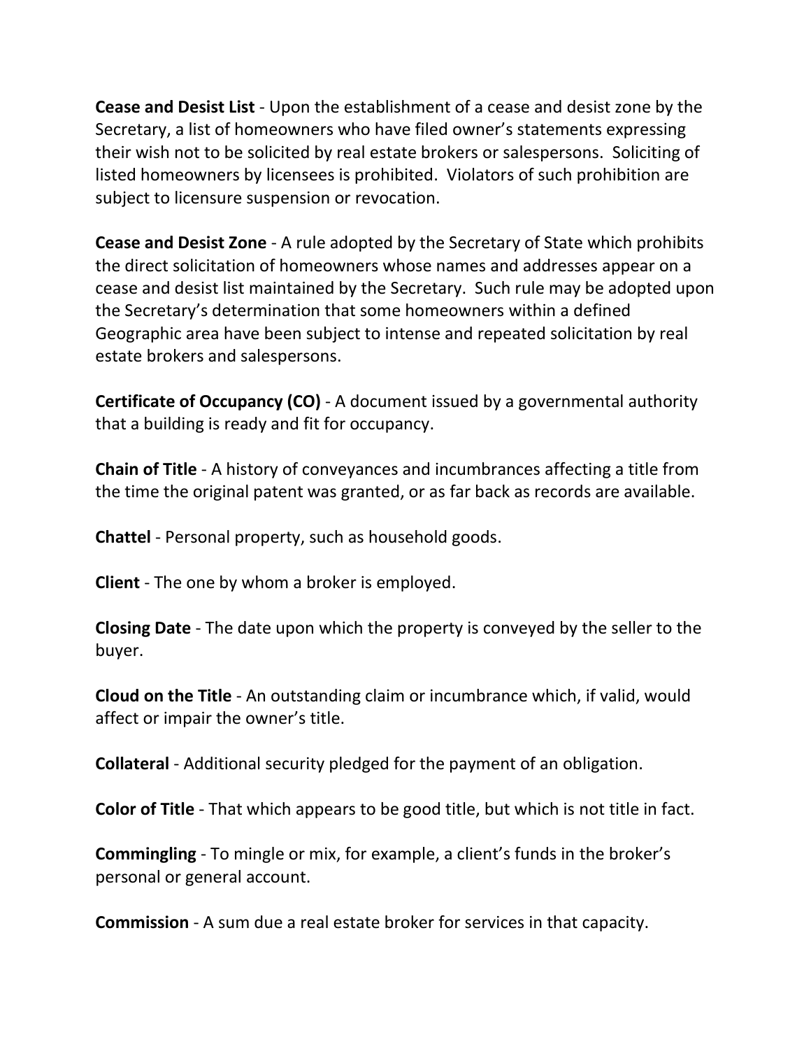**Cease and Desist List** - Upon the establishment of a cease and desist zone by the Secretary, a list of homeowners who have filed owner's statements expressing their wish not to be solicited by real estate brokers or salespersons. Soliciting of listed homeowners by licensees is prohibited. Violators of such prohibition are subject to licensure suspension or revocation.

**Cease and Desist Zone** - A rule adopted by the Secretary of State which prohibits the direct solicitation of homeowners whose names and addresses appear on a cease and desist list maintained by the Secretary. Such rule may be adopted upon the Secretary's determination that some homeowners within a defined Geographic area have been subject to intense and repeated solicitation by real estate brokers and salespersons.

**Certificate of Occupancy (CO)** - A document issued by a governmental authority that a building is ready and fit for occupancy.

**Chain of Title** - A history of conveyances and incumbrances affecting a title from the time the original patent was granted, or as far back as records are available.

**Chattel** - Personal property, such as household goods.

**Client** - The one by whom a broker is employed.

**Closing Date** - The date upon which the property is conveyed by the seller to the buyer.

**Cloud on the Title** - An outstanding claim or incumbrance which, if valid, would affect or impair the owner's title.

**Collateral** - Additional security pledged for the payment of an obligation.

**Color of Title** - That which appears to be good title, but which is not title in fact.

**Commingling** - To mingle or mix, for example, a client's funds in the broker's personal or general account.

**Commission** - A sum due a real estate broker for services in that capacity.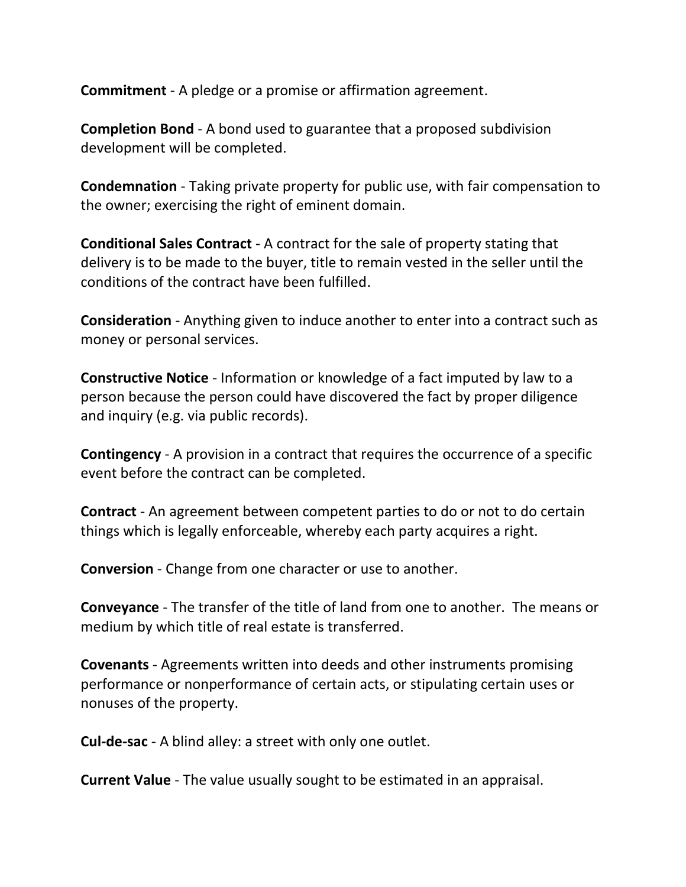**Commitment** - A pledge or a promise or affirmation agreement.

**Completion Bond** - A bond used to guarantee that a proposed subdivision development will be completed.

**Condemnation** - Taking private property for public use, with fair compensation to the owner; exercising the right of eminent domain.

**Conditional Sales Contract** - A contract for the sale of property stating that delivery is to be made to the buyer, title to remain vested in the seller until the conditions of the contract have been fulfilled.

**Consideration** - Anything given to induce another to enter into a contract such as money or personal services.

**Constructive Notice** - Information or knowledge of a fact imputed by law to a person because the person could have discovered the fact by proper diligence and inquiry (e.g. via public records).

**Contingency** - A provision in a contract that requires the occurrence of a specific event before the contract can be completed.

**Contract** - An agreement between competent parties to do or not to do certain things which is legally enforceable, whereby each party acquires a right.

**Conversion** - Change from one character or use to another.

**Conveyance** - The transfer of the title of land from one to another. The means or medium by which title of real estate is transferred.

**Covenants** - Agreements written into deeds and other instruments promising performance or nonperformance of certain acts, or stipulating certain uses or nonuses of the property.

**Cul-de-sac** - A blind alley: a street with only one outlet.

**Current Value** - The value usually sought to be estimated in an appraisal.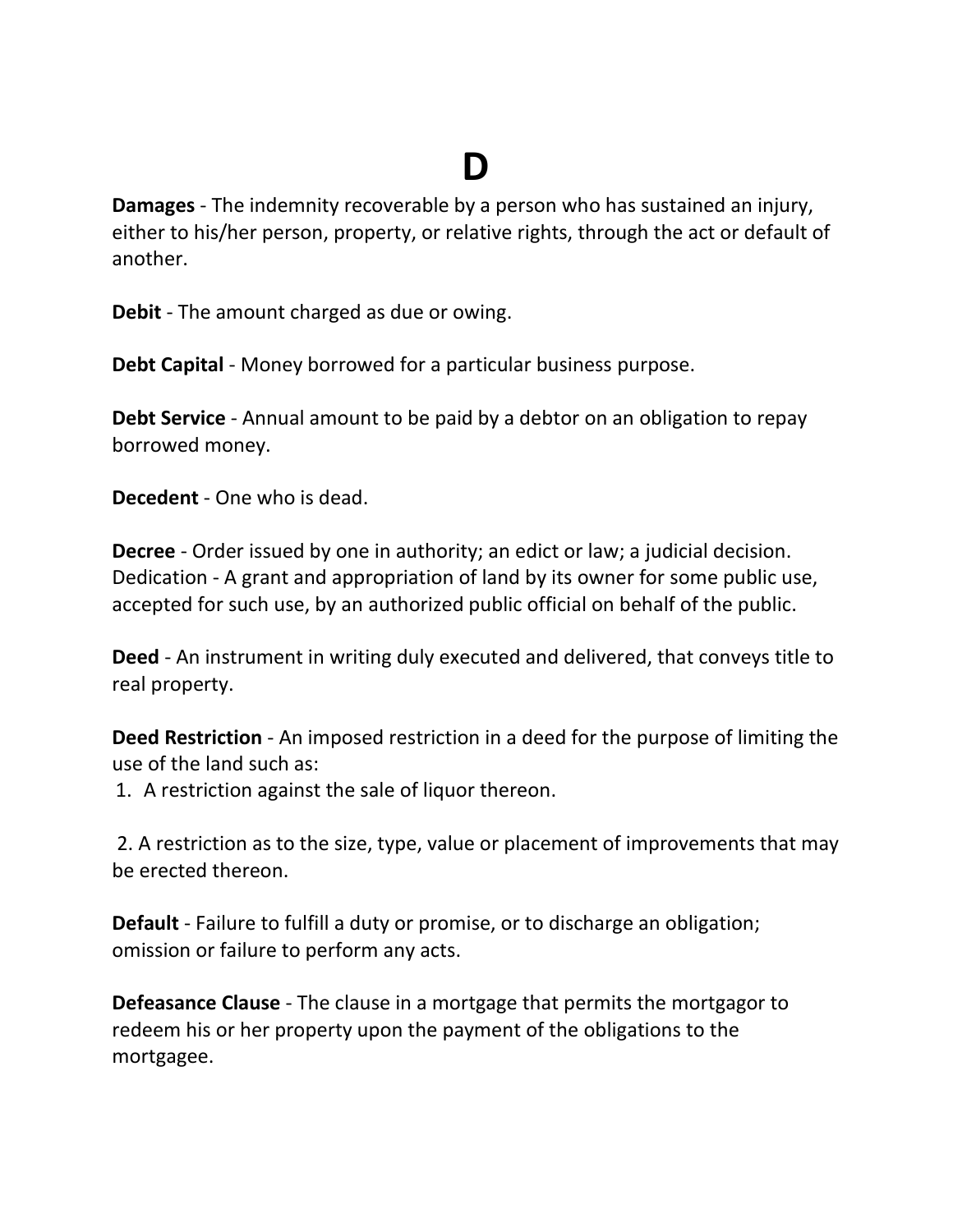# D

**Damages** - The indemnity recoverable by a person who has sustained an injury, either to his/her person, property, or relative rights, through the act or default of another.

**Debit** - The amount charged as due or owing.

**Debt Capital** - Money borrowed for a particular business purpose.

**Debt Service** - Annual amount to be paid by a debtor on an obligation to repay borrowed money.

**Decedent** - One who is dead.

**Decree** - Order issued by one in authority; an edict or law; a judicial decision. Dedication - A grant and appropriation of land by its owner for some public use, accepted for such use, by an authorized public official on behalf of the public.

**Deed** - An instrument in writing duly executed and delivered, that conveys title to real property.

**Deed Restriction** - An imposed restriction in a deed for the purpose of limiting the use of the land such as:

1. A restriction against the sale of liquor thereon.

2. A restriction as to the size, type, value or placement of improvements that may be erected thereon.

**Default** - Failure to fulfill a duty or promise, or to discharge an obligation; omission or failure to perform any acts.

**Defeasance Clause** - The clause in a mortgage that permits the mortgagor to redeem his or her property upon the payment of the obligations to the mortgagee.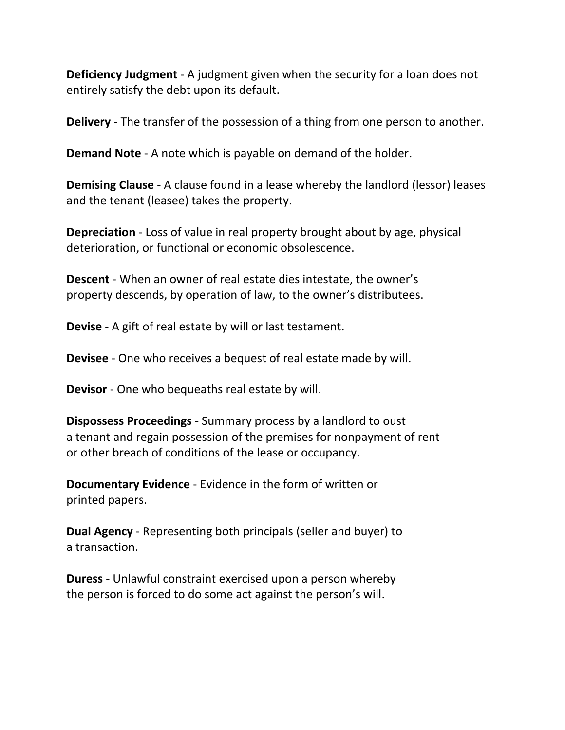**Deficiency Judgment** - A judgment given when the security for a loan does not entirely satisfy the debt upon its default.

**Delivery** - The transfer of the possession of a thing from one person to another.

**Demand Note** - A note which is payable on demand of the holder.

**Demising Clause** - A clause found in a lease whereby the landlord (lessor) leases and the tenant (leasee) takes the property.

**Depreciation** - Loss of value in real property brought about by age, physical deterioration, or functional or economic obsolescence.

**Descent** - When an owner of real estate dies intestate, the owner's property descends, by operation of law, to the owner's distributees.

**Devise** - A gift of real estate by will or last testament.

**Devisee** - One who receives a bequest of real estate made by will.

**Devisor** - One who bequeaths real estate by will.

**Dispossess Proceedings** - Summary process by a landlord to oust a tenant and regain possession of the premises for nonpayment of rent or other breach of conditions of the lease or occupancy.

**Documentary Evidence** - Evidence in the form of written or printed papers.

**Dual Agency** - Representing both principals (seller and buyer) to a transaction.

**Duress** - Unlawful constraint exercised upon a person whereby the person is forced to do some act against the person's will.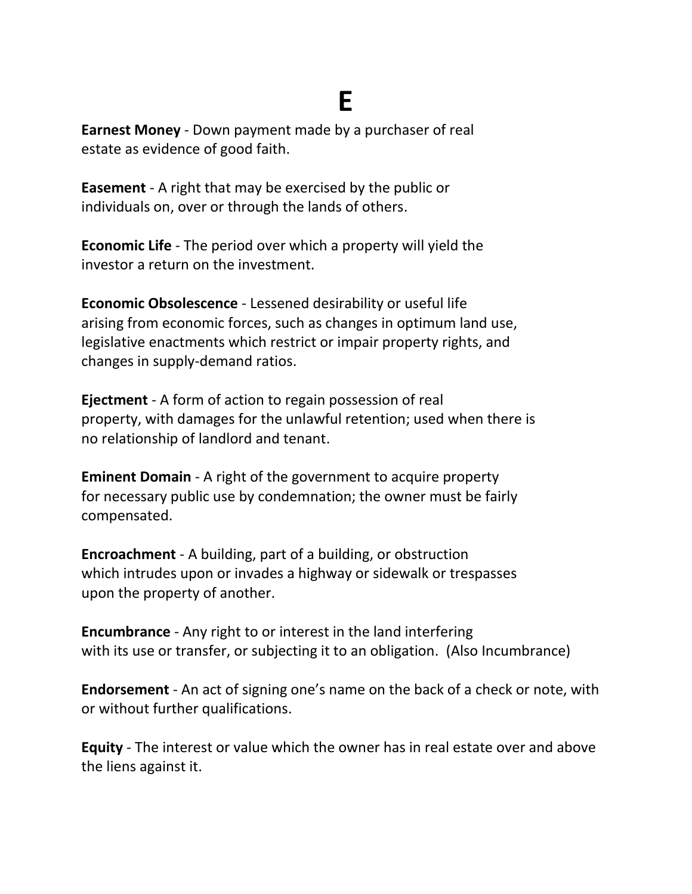# E

**Earnest Money** - Down payment made by a purchaser of real estate as evidence of good faith.

**Easement** - A right that may be exercised by the public or individuals on, over or through the lands of others.

**Economic Life** - The period over which a property will yield the investor a return on the investment.

**Economic Obsolescence** - Lessened desirability or useful life arising from economic forces, such as changes in optimum land use, legislative enactments which restrict or impair property rights, and changes in supply-demand ratios.

**Ejectment** - A form of action to regain possession of real property, with damages for the unlawful retention; used when there is no relationship of landlord and tenant.

**Eminent Domain** - A right of the government to acquire property for necessary public use by condemnation; the owner must be fairly compensated.

**Encroachment** - A building, part of a building, or obstruction which intrudes upon or invades a highway or sidewalk or trespasses upon the property of another.

**Encumbrance** - Any right to or interest in the land interfering with its use or transfer, or subjecting it to an obligation. (Also Incumbrance)

**Endorsement** - An act of signing one's name on the back of a check or note, with or without further qualifications.

**Equity** - The interest or value which the owner has in real estate over and above the liens against it.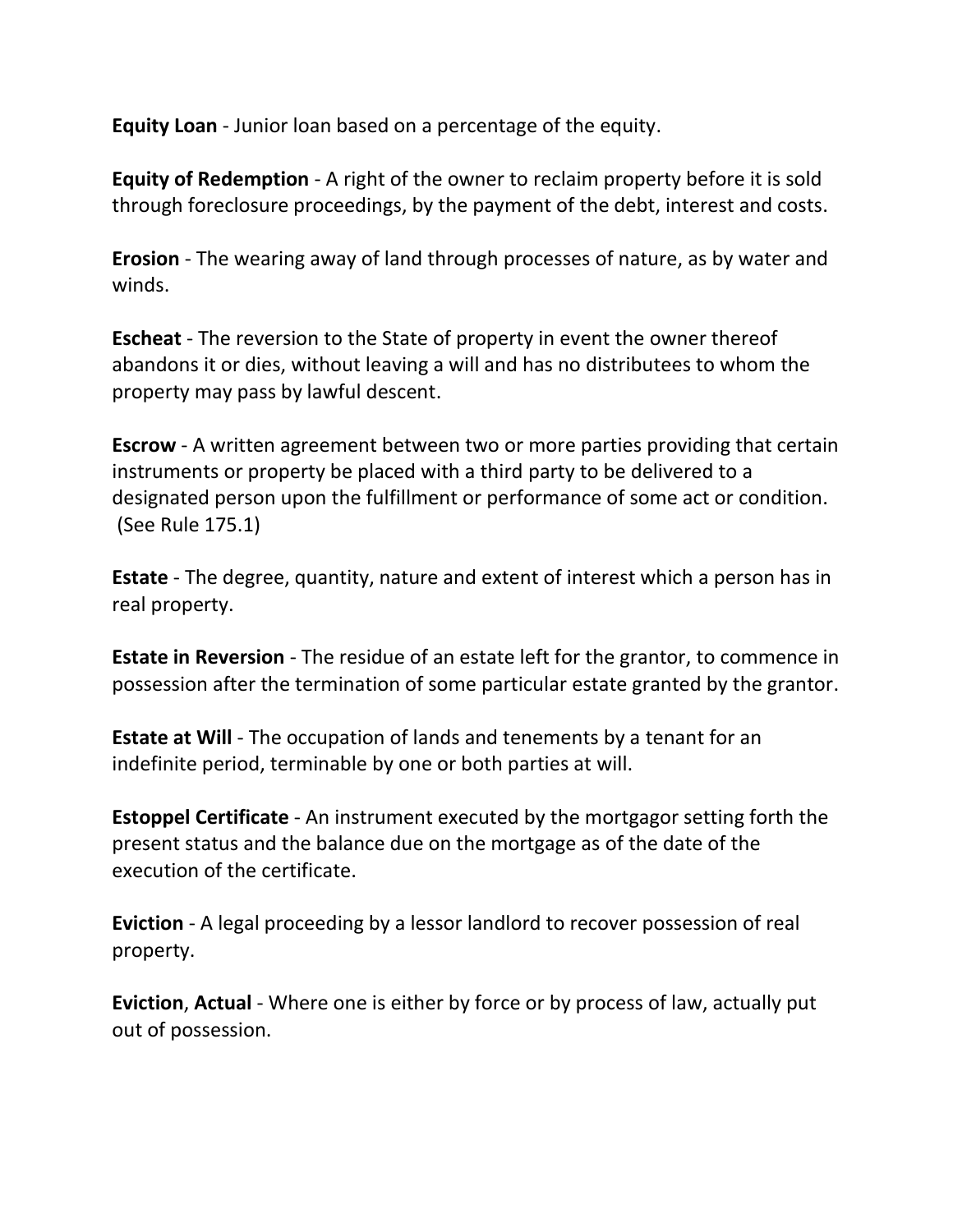**Equity Loan** - Junior loan based on a percentage of the equity.

**Equity of Redemption** - A right of the owner to reclaim property before it is sold through foreclosure proceedings, by the payment of the debt, interest and costs.

**Erosion** - The wearing away of land through processes of nature, as by water and winds.

**Escheat** - The reversion to the State of property in event the owner thereof abandons it or dies, without leaving a will and has no distributees to whom the property may pass by lawful descent.

**Escrow** - A written agreement between two or more parties providing that certain instruments or property be placed with a third party to be delivered to a designated person upon the fulfillment or performance of some act or condition. (See Rule 175.1)

**Estate** - The degree, quantity, nature and extent of interest which a person has in real property.

**Estate in Reversion** - The residue of an estate left for the grantor, to commence in possession after the termination of some particular estate granted by the grantor.

**Estate at Will** - The occupation of lands and tenements by a tenant for an indefinite period, terminable by one or both parties at will.

**Estoppel Certificate** - An instrument executed by the mortgagor setting forth the present status and the balance due on the mortgage as of the date of the execution of the certificate.

**Eviction** - A legal proceeding by a lessor landlord to recover possession of real property.

**Eviction**, **Actual** - Where one is either by force or by process of law, actually put out of possession.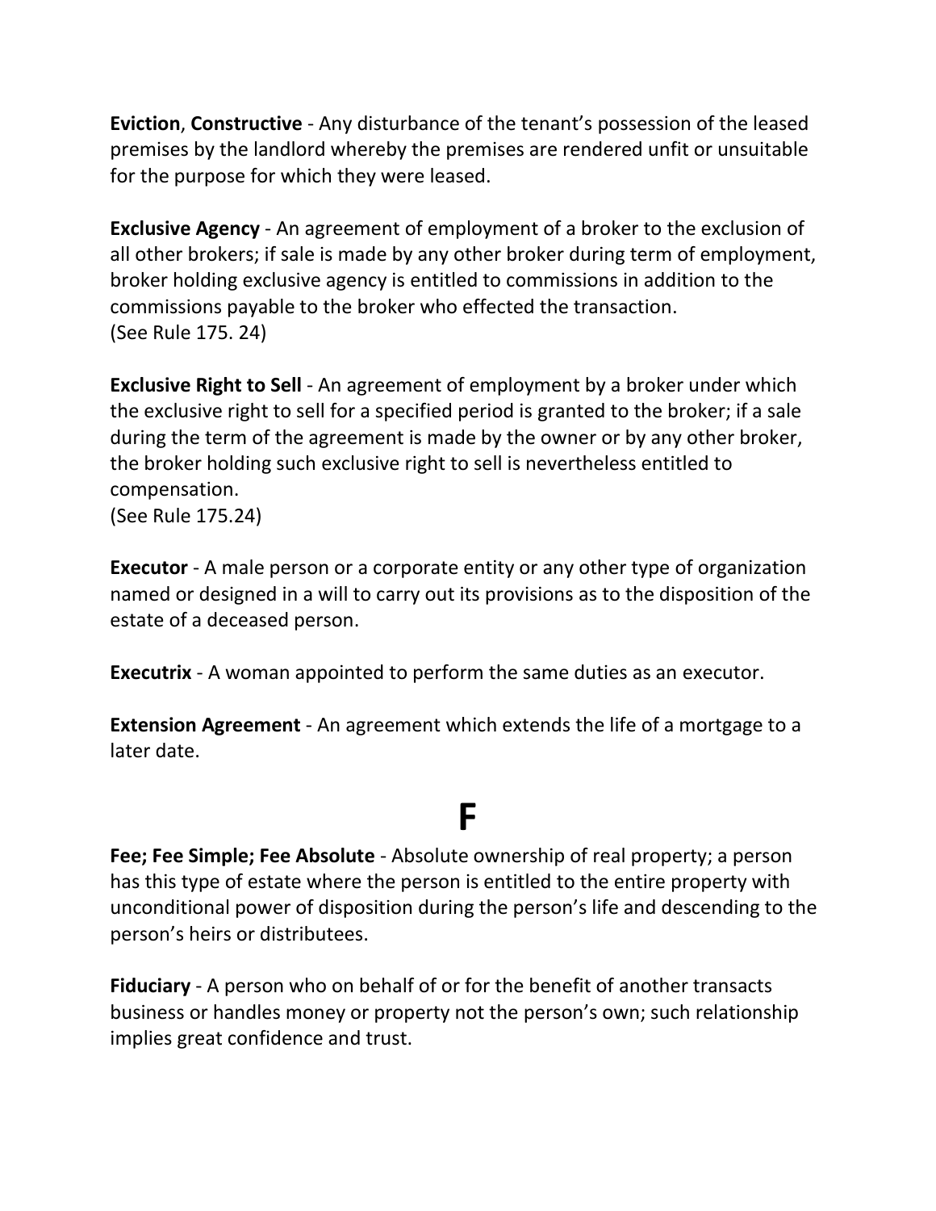**Eviction**, **Constructive** - Any disturbance of the tenant's possession of the leased premises by the landlord whereby the premises are rendered unfit or unsuitable for the purpose for which they were leased.

**Exclusive Agency** - An agreement of employment of a broker to the exclusion of all other brokers; if sale is made by any other broker during term of employment, broker holding exclusive agency is entitled to commissions in addition to the commissions payable to the broker who effected the transaction.
(See Rule 175. 24)

**Exclusive Right to Sell** - An agreement of employment by a broker under which the exclusive right to sell for a specified period is granted to the broker; if a sale during the term of the agreement is made by the owner or by any other broker, the broker holding such exclusive right to sell is nevertheless entitled to compensation.
(See Rule 175.24)

**Executor** - A male person or a corporate entity or any other type of organization named or designed in a will to carry out its provisions as to the disposition of the estate of a deceased person.

**Executrix** - A woman appointed to perform the same duties as an executor.

**Extension Agreement** - An agreement which extends the life of a mortgage to a later date.

# F

**Fee; Fee Simple; Fee Absolute** - Absolute ownership of real property; a person has this type of estate where the person is entitled to the entire property with unconditional power of disposition during the person's life and descending to the person's heirs or distributees.

**Fiduciary** - A person who on behalf of or for the benefit of another transacts business or handles money or property not the person's own; such relationship implies great confidence and trust.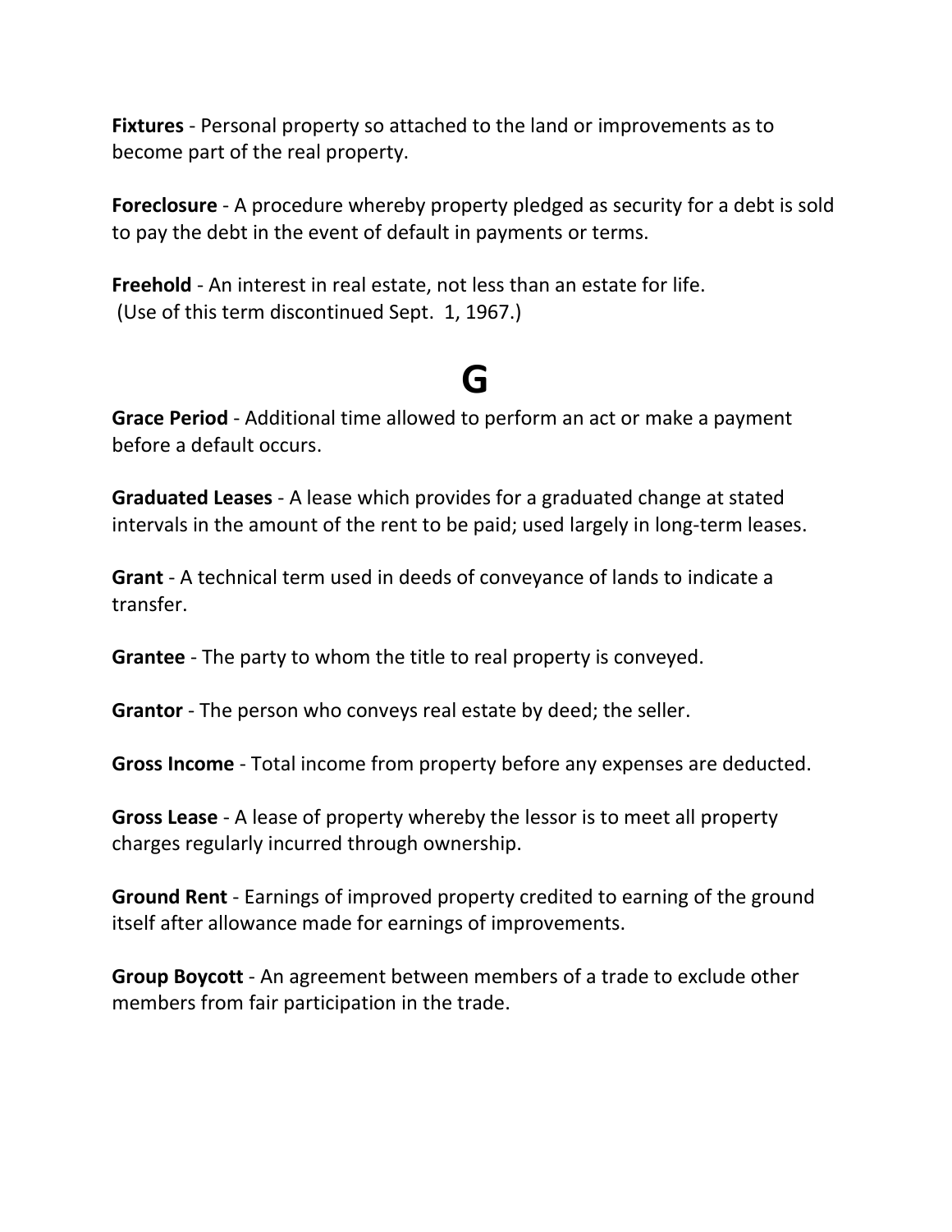**Fixtures** - Personal property so attached to the land or improvements as to become part of the real property.

**Foreclosure** - A procedure whereby property pledged as security for a debt is sold to pay the debt in the event of default in payments or terms.

**Freehold** - An interest in real estate, not less than an estate for life. (Use of this term discontinued Sept. 1, 1967.)

# G

**Grace Period** - Additional time allowed to perform an act or make a payment before a default occurs.

**Graduated Leases** - A lease which provides for a graduated change at stated intervals in the amount of the rent to be paid; used largely in long-term leases.

**Grant** - A technical term used in deeds of conveyance of lands to indicate a transfer.

**Grantee** - The party to whom the title to real property is conveyed.

**Grantor** - The person who conveys real estate by deed; the seller.

**Gross Income** - Total income from property before any expenses are deducted.

**Gross Lease** - A lease of property whereby the lessor is to meet all property charges regularly incurred through ownership.

**Ground Rent** - Earnings of improved property credited to earning of the ground itself after allowance made for earnings of improvements.

**Group Boycott** - An agreement between members of a trade to exclude other members from fair participation in the trade.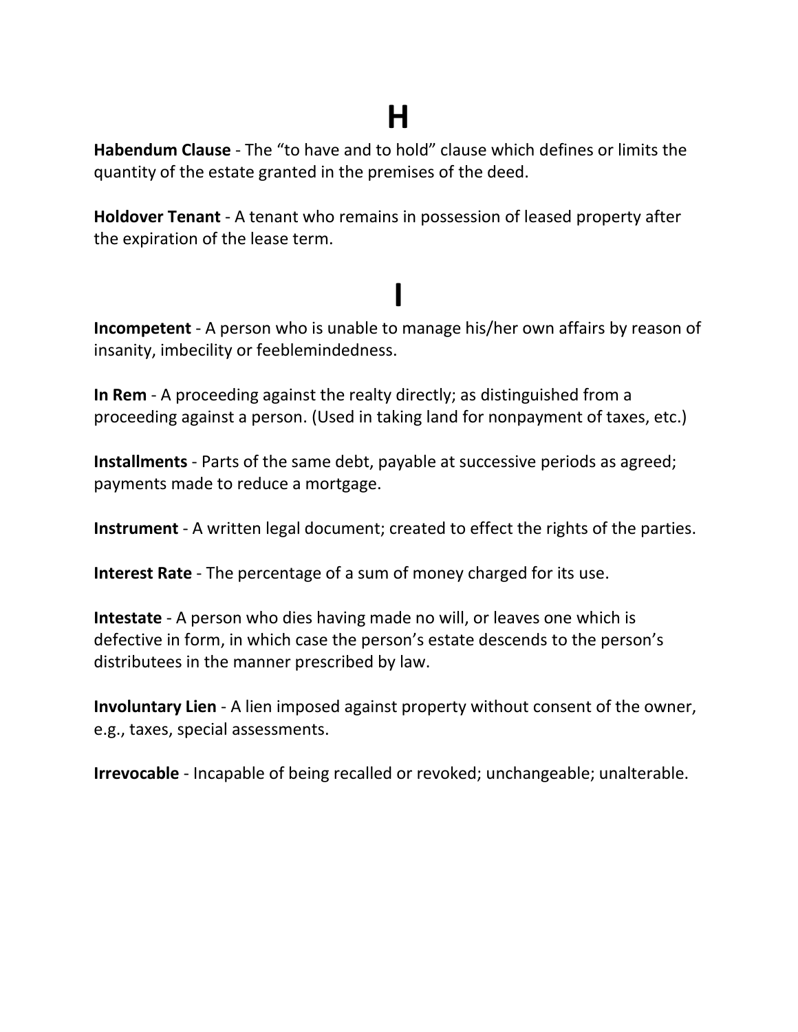# H

**Habendum Clause** - The “to have and to hold” clause which defines or limits the quantity of the estate granted in the premises of the deed.

**Holdover Tenant** - A tenant who remains in possession of leased property after the expiration of the lease term.

# I

**Incompetent** - A person who is unable to manage his/her own affairs by reason of insanity, imbecility or feeblemindedness.

**In Rem** - A proceeding against the realty directly; as distinguished from a proceeding against a person. (Used in taking land for nonpayment of taxes, etc.)

**Installments** - Parts of the same debt, payable at successive periods as agreed; payments made to reduce a mortgage.

**Instrument** - A written legal document; created to effect the rights of the parties.

**Interest Rate** - The percentage of a sum of money charged for its use.

**Intestate** - A person who dies having made no will, or leaves one which is defective in form, in which case the person’s estate descends to the person’s distributees in the manner prescribed by law.

**Involuntary Lien** - A lien imposed against property without consent of the owner, e.g., taxes, special assessments.

**Irrevocable** - Incapable of being recalled or revoked; unchangeable; unalterable.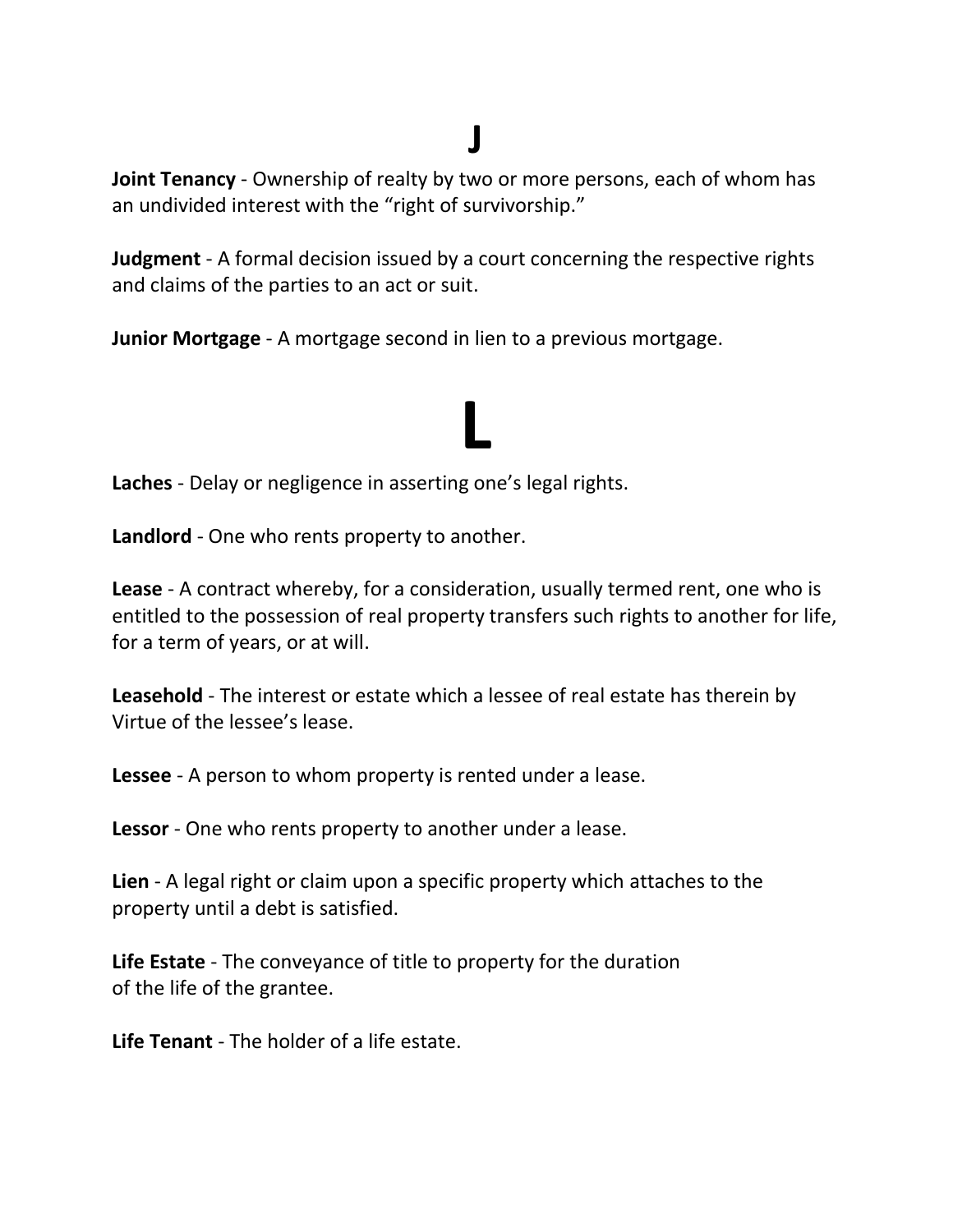# J

**Joint Tenancy** - Ownership of realty by two or more persons, each of whom has an undivided interest with the "right of survivorship."

**Judgment** - A formal decision issued by a court concerning the respective rights and claims of the parties to an act or suit.

**Junior Mortgage** - A mortgage second in lien to a previous mortgage.

# L

**Laches** - Delay or negligence in asserting one's legal rights.

**Landlord** - One who rents property to another.

**Lease** - A contract whereby, for a consideration, usually termed rent, one who is entitled to the possession of real property transfers such rights to another for life, for a term of years, or at will.

**Leasehold** - The interest or estate which a lessee of real estate has therein by Virtue of the lessee's lease.

**Lessee** - A person to whom property is rented under a lease.

**Lessor** - One who rents property to another under a lease.

**Lien** - A legal right or claim upon a specific property which attaches to the property until a debt is satisfied.

**Life Estate** - The conveyance of title to property for the duration of the life of the grantee.

**Life Tenant** - The holder of a life estate.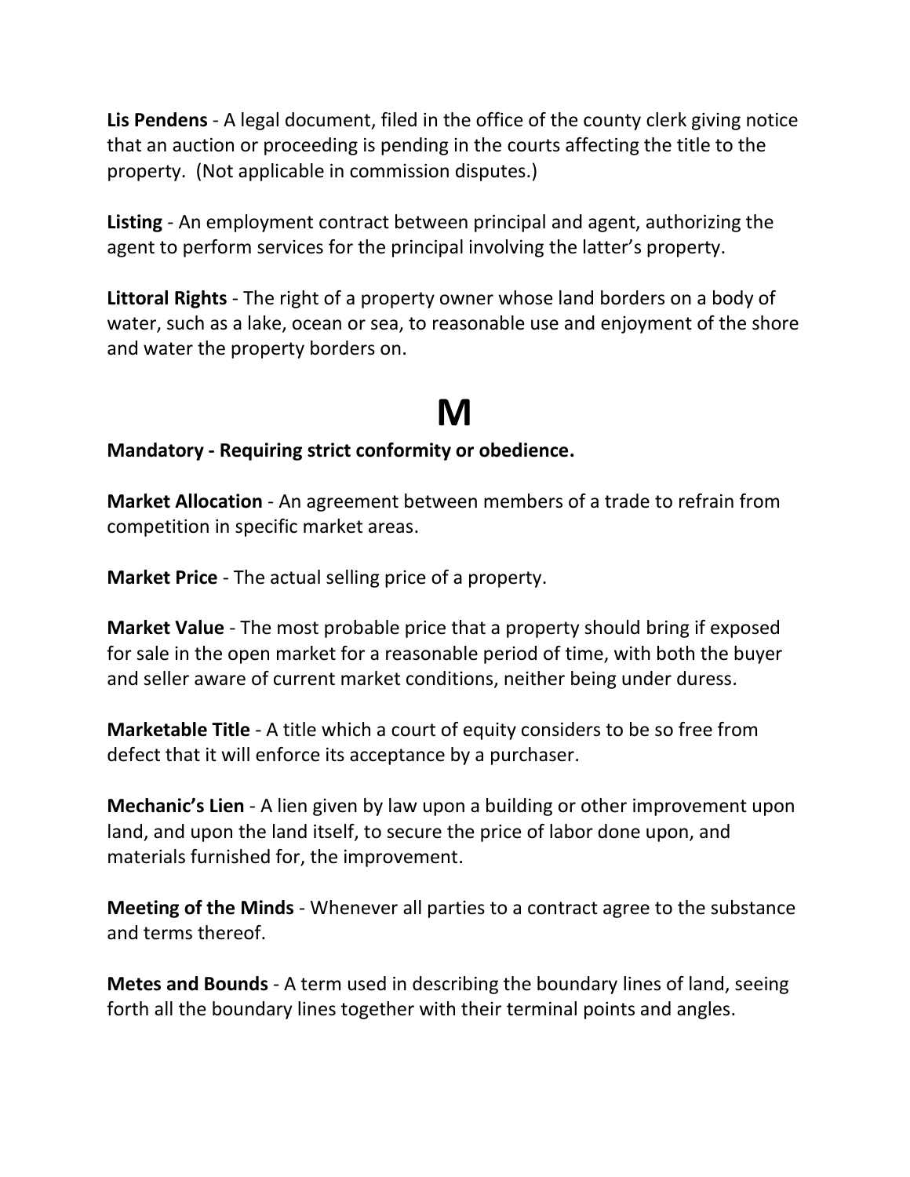**Lis Pendens** - A legal document, filed in the office of the county clerk giving notice that an auction or proceeding is pending in the courts affecting the title to the property. (Not applicable in commission disputes.)

**Listing** - An employment contract between principal and agent, authorizing the agent to perform services for the principal involving the latter's property.

**Littoral Rights** - The right of a property owner whose land borders on a body of water, such as a lake, ocean or sea, to reasonable use and enjoyment of the shore and water the property borders on.

# M

**Mandatory - Requiring strict conformity or obedience.**

**Market Allocation** - An agreement between members of a trade to refrain from competition in specific market areas.

**Market Price** - The actual selling price of a property.

**Market Value** - The most probable price that a property should bring if exposed for sale in the open market for a reasonable period of time, with both the buyer and seller aware of current market conditions, neither being under duress.

**Marketable Title** - A title which a court of equity considers to be so free from defect that it will enforce its acceptance by a purchaser.

**Mechanic's Lien** - A lien given by law upon a building or other improvement upon land, and upon the land itself, to secure the price of labor done upon, and materials furnished for, the improvement.

**Meeting of the Minds** - Whenever all parties to a contract agree to the substance and terms thereof.

**Metes and Bounds** - A term used in describing the boundary lines of land, seeing forth all the boundary lines together with their terminal points and angles.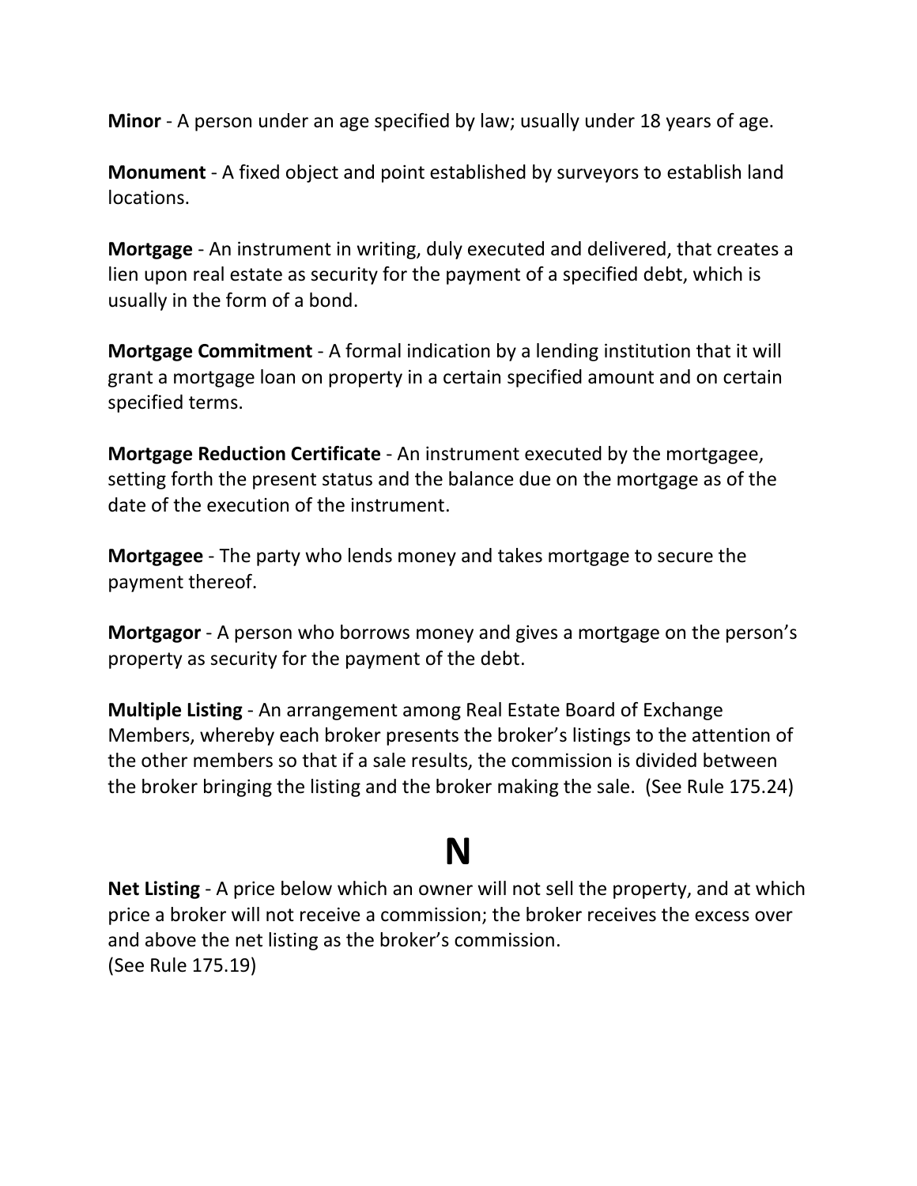**Minor** - A person under an age specified by law; usually under 18 years of age.

**Monument** - A fixed object and point established by surveyors to establish land locations.

**Mortgage** - An instrument in writing, duly executed and delivered, that creates a lien upon real estate as security for the payment of a specified debt, which is usually in the form of a bond.

**Mortgage Commitment** - A formal indication by a lending institution that it will grant a mortgage loan on property in a certain specified amount and on certain specified terms.

**Mortgage Reduction Certificate** - An instrument executed by the mortgagee, setting forth the present status and the balance due on the mortgage as of the date of the execution of the instrument.

**Mortgagee** - The party who lends money and takes mortgage to secure the payment thereof.

**Mortgagor** - A person who borrows money and gives a mortgage on the person's property as security for the payment of the debt.

**Multiple Listing** - An arrangement among Real Estate Board of Exchange Members, whereby each broker presents the broker's listings to the attention of the other members so that if a sale results, the commission is divided between the broker bringing the listing and the broker making the sale. (See Rule 175.24)

# N

**Net Listing** - A price below which an owner will not sell the property, and at which price a broker will not receive a commission; the broker receives the excess over and above the net listing as the broker's commission.
(See Rule 175.19)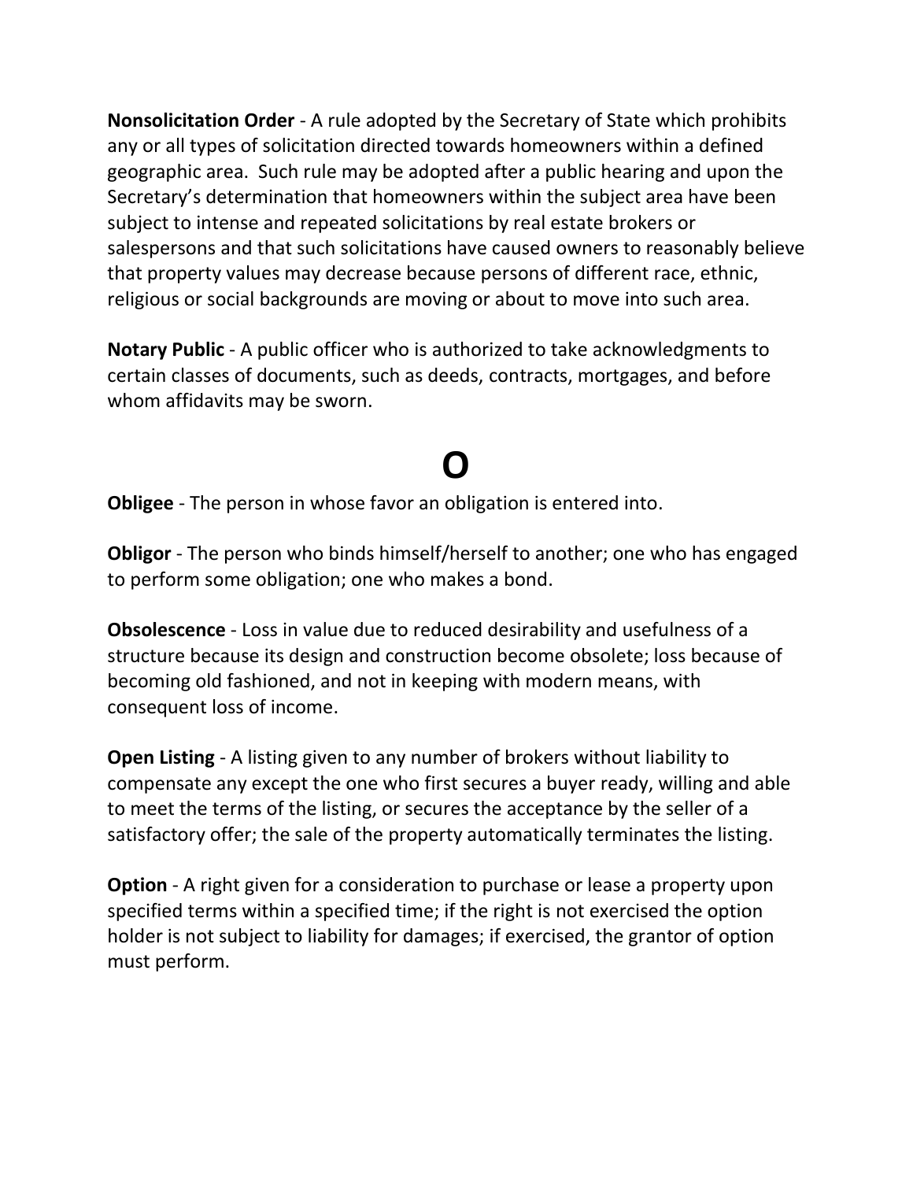**Nonsolicitation Order** - A rule adopted by the Secretary of State which prohibits any or all types of solicitation directed towards homeowners within a defined geographic area. Such rule may be adopted after a public hearing and upon the Secretary's determination that homeowners within the subject area have been subject to intense and repeated solicitations by real estate brokers or salespersons and that such solicitations have caused owners to reasonably believe that property values may decrease because persons of different race, ethnic, religious or social backgrounds are moving or about to move into such area.

**Notary Public** - A public officer who is authorized to take acknowledgments to certain classes of documents, such as deeds, contracts, mortgages, and before whom affidavits may be sworn.

# O

**Obligee** - The person in whose favor an obligation is entered into.

**Obligor** - The person who binds himself/herself to another; one who has engaged to perform some obligation; one who makes a bond.

**Obsolescence** - Loss in value due to reduced desirability and usefulness of a structure because its design and construction become obsolete; loss because of becoming old fashioned, and not in keeping with modern means, with consequent loss of income.

**Open Listing** - A listing given to any number of brokers without liability to compensate any except the one who first secures a buyer ready, willing and able to meet the terms of the listing, or secures the acceptance by the seller of a satisfactory offer; the sale of the property automatically terminates the listing.

**Option** - A right given for a consideration to purchase or lease a property upon specified terms within a specified time; if the right is not exercised the option holder is not subject to liability for damages; if exercised, the grantor of option must perform.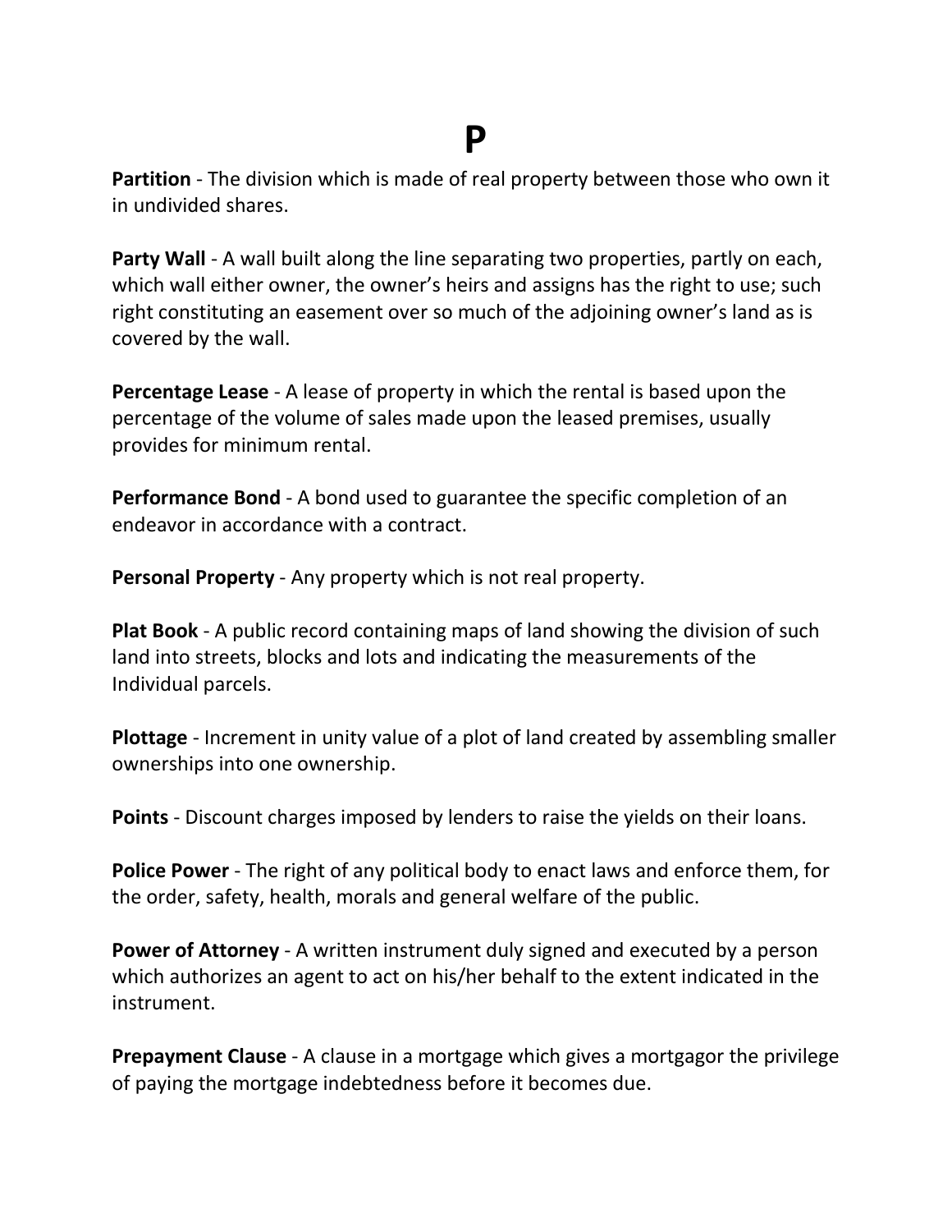# P

**Partition** - The division which is made of real property between those who own it in undivided shares.

**Party Wall** - A wall built along the line separating two properties, partly on each, which wall either owner, the owner's heirs and assigns has the right to use; such right constituting an easement over so much of the adjoining owner's land as is covered by the wall.

**Percentage Lease** - A lease of property in which the rental is based upon the percentage of the volume of sales made upon the leased premises, usually provides for minimum rental.

**Performance Bond** - A bond used to guarantee the specific completion of an endeavor in accordance with a contract.

**Personal Property** - Any property which is not real property.

**Plat Book** - A public record containing maps of land showing the division of such land into streets, blocks and lots and indicating the measurements of the Individual parcels.

**Plottage** - Increment in unity value of a plot of land created by assembling smaller ownerships into one ownership.

**Points** - Discount charges imposed by lenders to raise the yields on their loans.

**Police Power** - The right of any political body to enact laws and enforce them, for the order, safety, health, morals and general welfare of the public.

**Power of Attorney** - A written instrument duly signed and executed by a person which authorizes an agent to act on his/her behalf to the extent indicated in the instrument.

**Prepayment Clause** - A clause in a mortgage which gives a mortgagor the privilege of paying the mortgage indebtedness before it becomes due.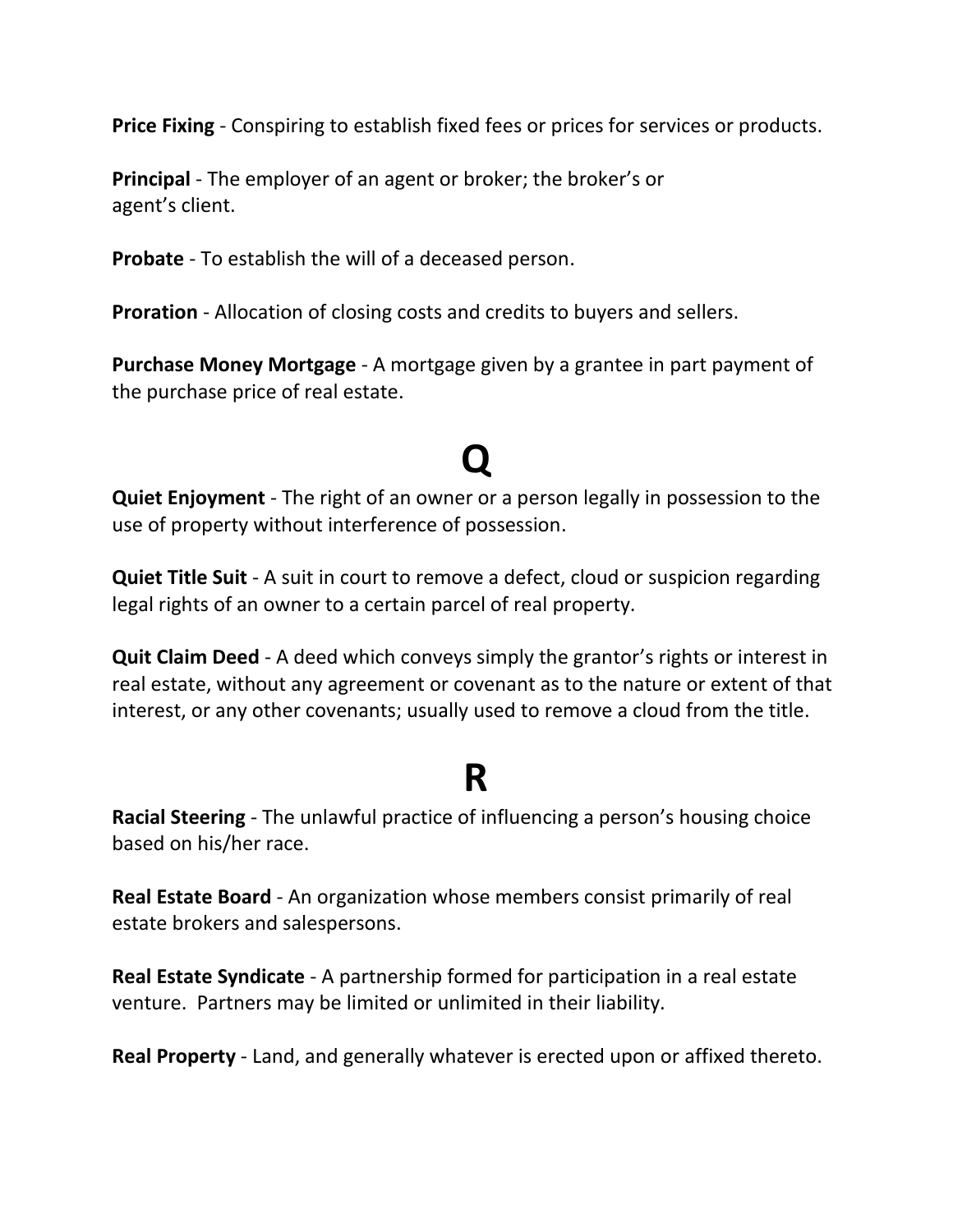**Price Fixing** - Conspiring to establish fixed fees or prices for services or products.

**Principal** - The employer of an agent or broker; the broker's or agent's client.

**Probate** - To establish the will of a deceased person.

**Proration** - Allocation of closing costs and credits to buyers and sellers.

**Purchase Money Mortgage** - A mortgage given by a grantee in part payment of the purchase price of real estate.

# Q

**Quiet Enjoyment** - The right of an owner or a person legally in possession to the use of property without interference of possession.

**Quiet Title Suit** - A suit in court to remove a defect, cloud or suspicion regarding legal rights of an owner to a certain parcel of real property.

**Quit Claim Deed** - A deed which conveys simply the grantor's rights or interest in real estate, without any agreement or covenant as to the nature or extent of that interest, or any other covenants; usually used to remove a cloud from the title.

# R

**Racial Steering** - The unlawful practice of influencing a person's housing choice based on his/her race.

**Real Estate Board** - An organization whose members consist primarily of real estate brokers and salespersons.

**Real Estate Syndicate** - A partnership formed for participation in a real estate venture. Partners may be limited or unlimited in their liability.

**Real Property** - Land, and generally whatever is erected upon or affixed thereto.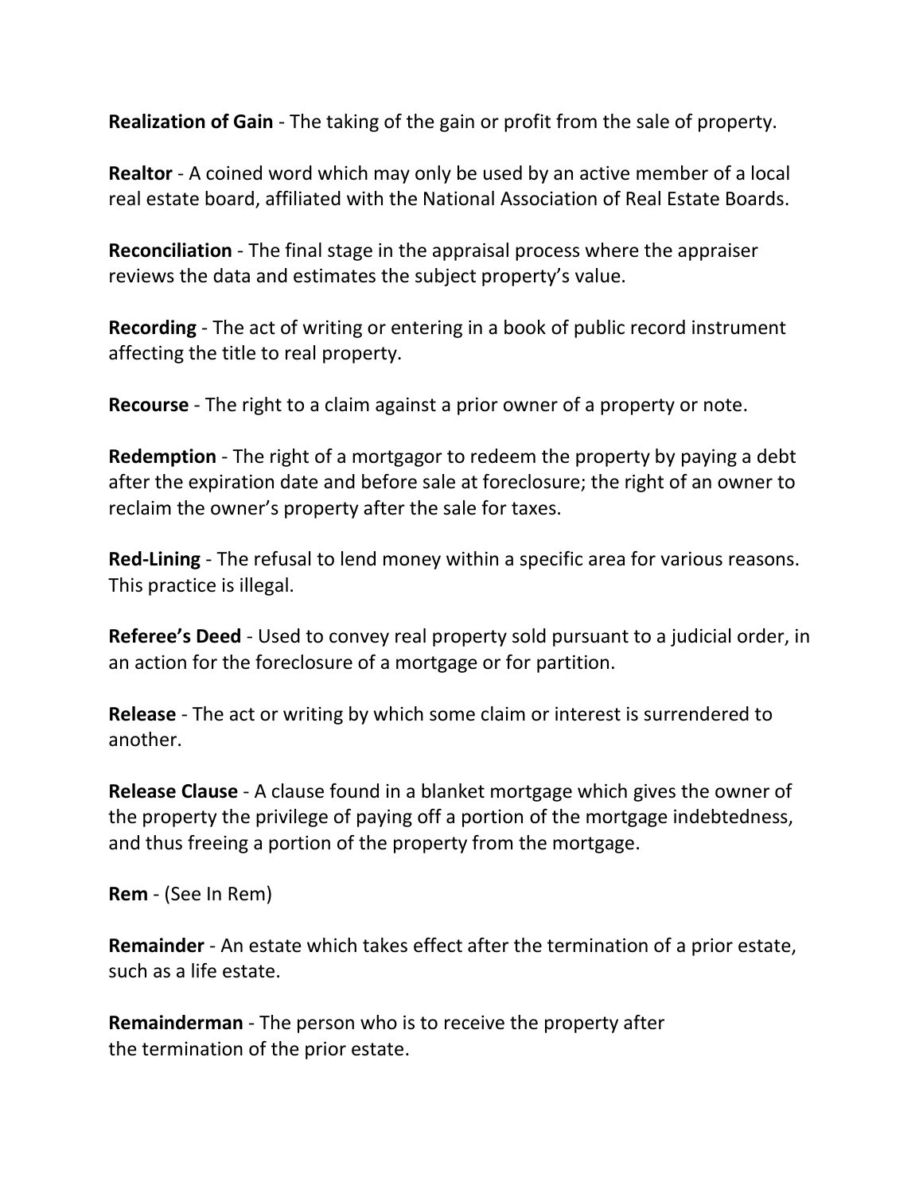**Realization of Gain** - The taking of the gain or profit from the sale of property.

**Realtor** - A coined word which may only be used by an active member of a local real estate board, affiliated with the National Association of Real Estate Boards.

**Reconciliation** - The final stage in the appraisal process where the appraiser reviews the data and estimates the subject property's value.

**Recording** - The act of writing or entering in a book of public record instrument affecting the title to real property.

**Recourse** - The right to a claim against a prior owner of a property or note.

**Redemption** - The right of a mortgagor to redeem the property by paying a debt after the expiration date and before sale at foreclosure; the right of an owner to reclaim the owner's property after the sale for taxes.

**Red-Lining** - The refusal to lend money within a specific area for various reasons. This practice is illegal.

**Referee's Deed** - Used to convey real property sold pursuant to a judicial order, in an action for the foreclosure of a mortgage or for partition.

**Release** - The act or writing by which some claim or interest is surrendered to another.

**Release Clause** - A clause found in a blanket mortgage which gives the owner of the property the privilege of paying off a portion of the mortgage indebtedness, and thus freeing a portion of the property from the mortgage.

**Rem** - (See In Rem)

**Remainder** - An estate which takes effect after the termination of a prior estate, such as a life estate.

**Remainderman** - The person who is to receive the property after the termination of the prior estate.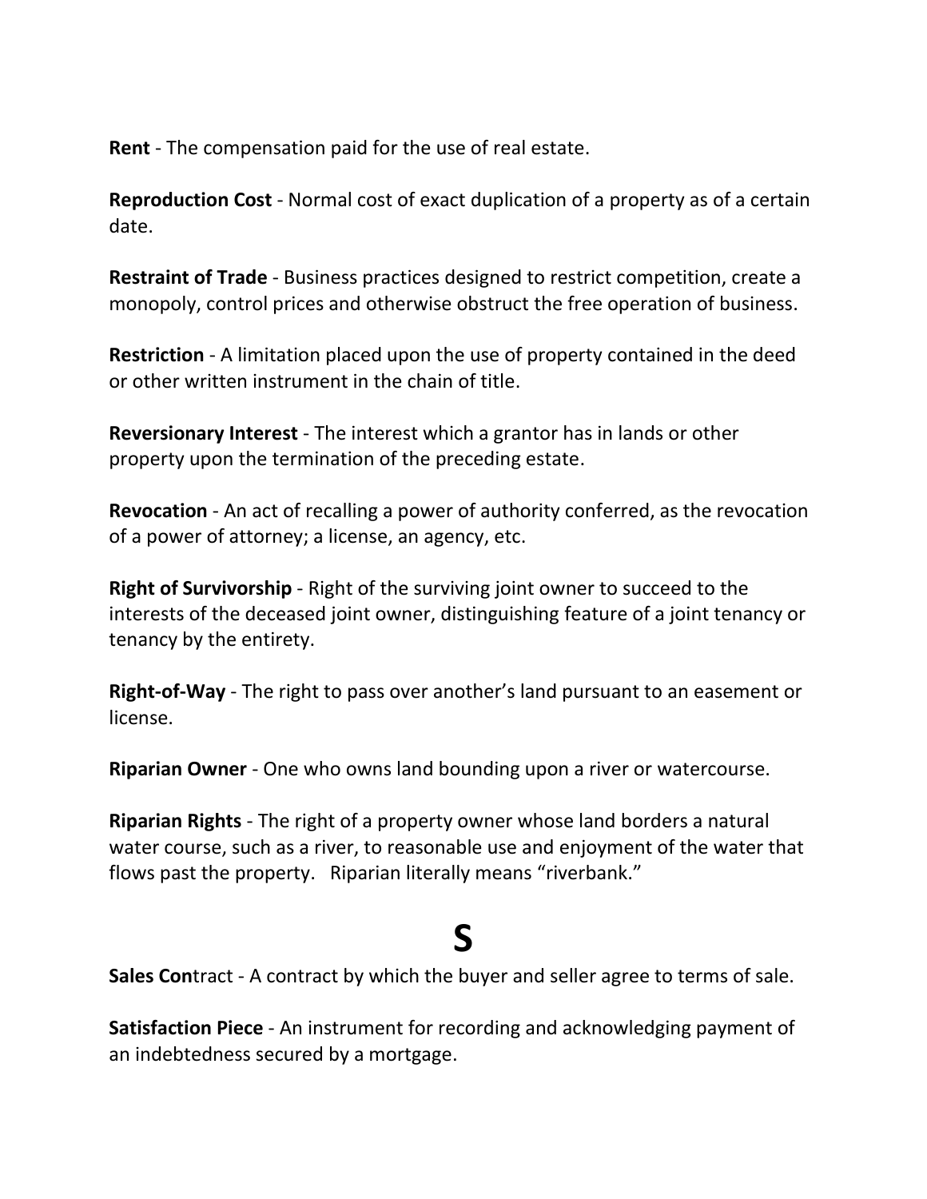**Rent** - The compensation paid for the use of real estate.

**Reproduction Cost** - Normal cost of exact duplication of a property as of a certain date.

**Restraint of Trade** - Business practices designed to restrict competition, create a monopoly, control prices and otherwise obstruct the free operation of business.

**Restriction** - A limitation placed upon the use of property contained in the deed or other written instrument in the chain of title.

**Reversionary Interest** - The interest which a grantor has in lands or other property upon the termination of the preceding estate.

**Revocation** - An act of recalling a power of authority conferred, as the revocation of a power of attorney; a license, an agency, etc.

**Right of Survivorship** - Right of the surviving joint owner to succeed to the interests of the deceased joint owner, distinguishing feature of a joint tenancy or tenancy by the entirety.

**Right-of-Way** - The right to pass over another's land pursuant to an easement or license.

**Riparian Owner** - One who owns land bounding upon a river or watercourse.

**Riparian Rights** - The right of a property owner whose land borders a natural water course, such as a river, to reasonable use and enjoyment of the water that flows past the property. Riparian literally means "riverbank."

# S

**Sales Con**tract - A contract by which the buyer and seller agree to terms of sale.

**Satisfaction Piece** - An instrument for recording and acknowledging payment of an indebtedness secured by a mortgage.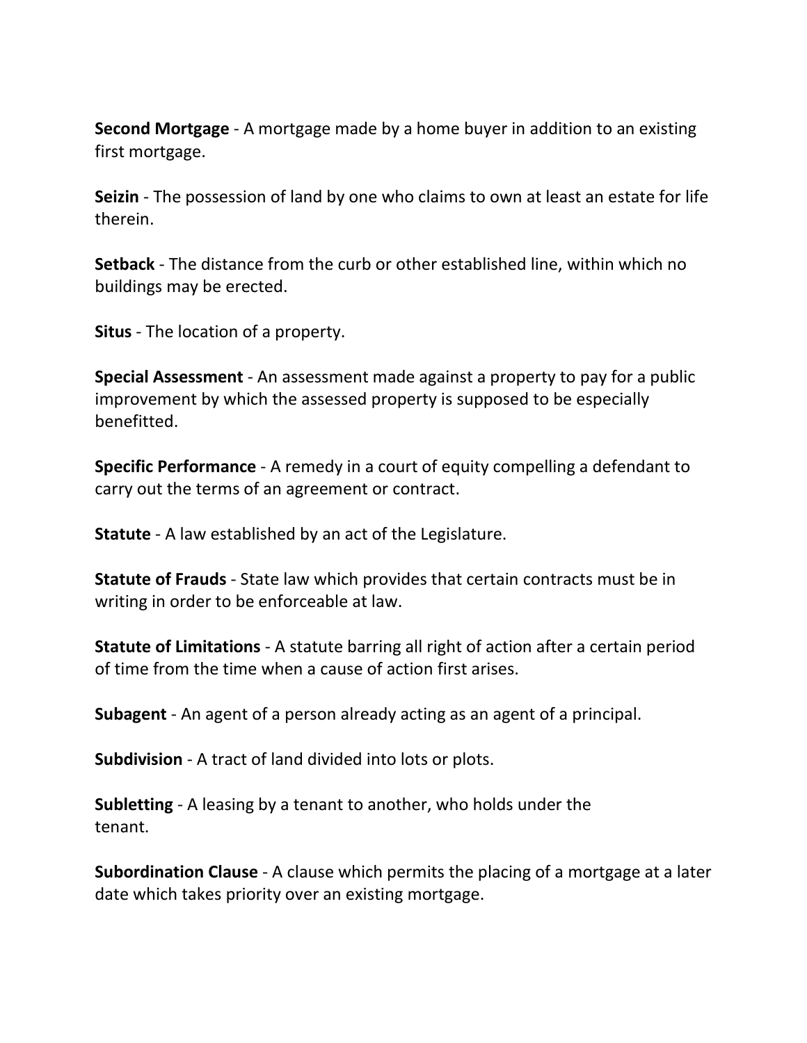**Second Mortgage** - A mortgage made by a home buyer in addition to an existing first mortgage.

**Seizin** - The possession of land by one who claims to own at least an estate for life therein.

**Setback** - The distance from the curb or other established line, within which no buildings may be erected.

**Situs** - The location of a property.

**Special Assessment** - An assessment made against a property to pay for a public improvement by which the assessed property is supposed to be especially benefitted.

**Specific Performance** - A remedy in a court of equity compelling a defendant to carry out the terms of an agreement or contract.

**Statute** - A law established by an act of the Legislature.

**Statute of Frauds** - State law which provides that certain contracts must be in writing in order to be enforceable at law.

**Statute of Limitations** - A statute barring all right of action after a certain period of time from the time when a cause of action first arises.

**Subagent** - An agent of a person already acting as an agent of a principal.

**Subdivision** - A tract of land divided into lots or plots.

**Subletting** - A leasing by a tenant to another, who holds under the tenant.

**Subordination Clause** - A clause which permits the placing of a mortgage at a later date which takes priority over an existing mortgage.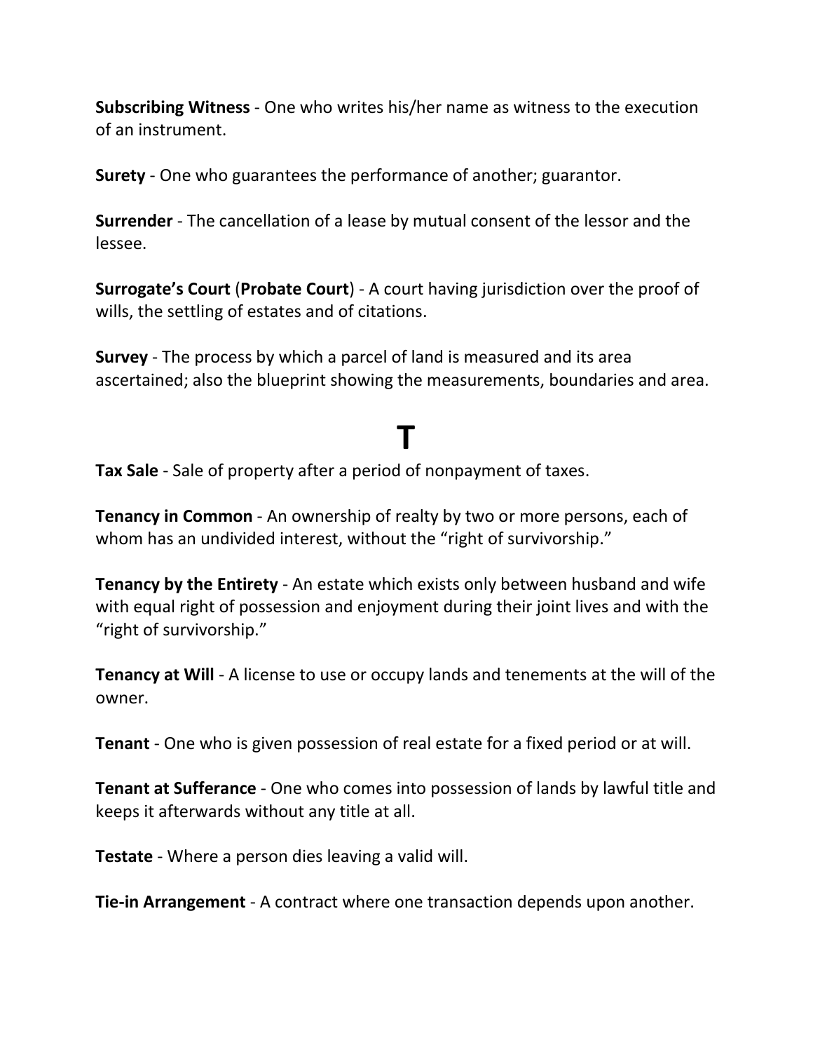**Subscribing Witness** - One who writes his/her name as witness to the execution of an instrument.

**Surety** - One who guarantees the performance of another; guarantor.

**Surrender** - The cancellation of a lease by mutual consent of the lessor and the lessee.

**Surrogate's Court** (**Probate Court**) - A court having jurisdiction over the proof of wills, the settling of estates and of citations.

**Survey** - The process by which a parcel of land is measured and its area ascertained; also the blueprint showing the measurements, boundaries and area.

# T

**Tax Sale** - Sale of property after a period of nonpayment of taxes.

**Tenancy in Common** - An ownership of realty by two or more persons, each of whom has an undivided interest, without the "right of survivorship."

**Tenancy by the Entirety** - An estate which exists only between husband and wife with equal right of possession and enjoyment during their joint lives and with the "right of survivorship."

**Tenancy at Will** - A license to use or occupy lands and tenements at the will of the owner.

**Tenant** - One who is given possession of real estate for a fixed period or at will.

**Tenant at Sufferance** - One who comes into possession of lands by lawful title and keeps it afterwards without any title at all.

**Testate** - Where a person dies leaving a valid will.

**Tie-in Arrangement** - A contract where one transaction depends upon another.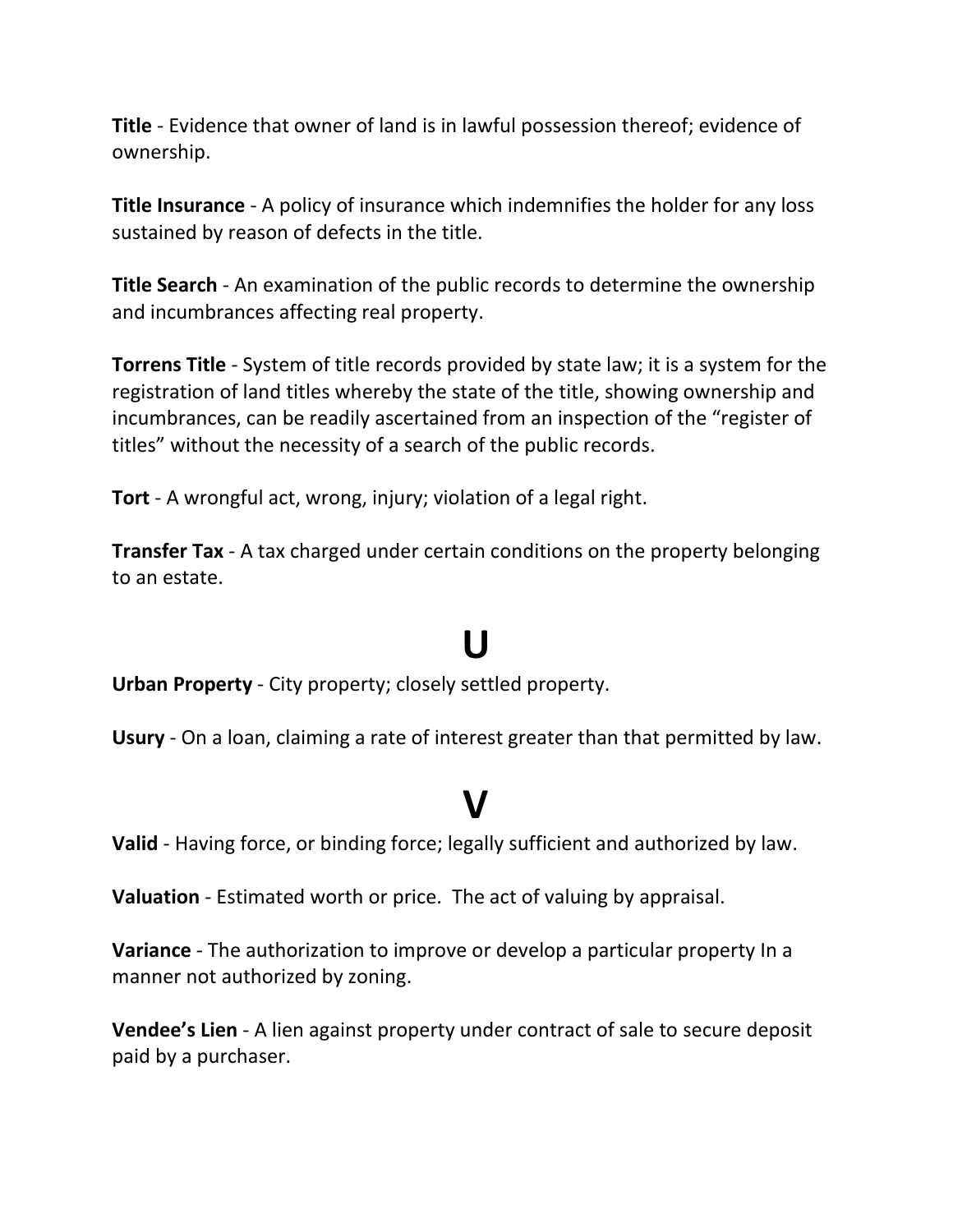**Title** - Evidence that owner of land is in lawful possession thereof; evidence of ownership.

**Title Insurance** - A policy of insurance which indemnifies the holder for any loss sustained by reason of defects in the title.

**Title Search** - An examination of the public records to determine the ownership and incumbrances affecting real property.

**Torrens Title** - System of title records provided by state law; it is a system for the registration of land titles whereby the state of the title, showing ownership and incumbrances, can be readily ascertained from an inspection of the "register of titles" without the necessity of a search of the public records.

**Tort** - A wrongful act, wrong, injury; violation of a legal right.

**Transfer Tax** - A tax charged under certain conditions on the property belonging to an estate.

# U

**Urban Property** - City property; closely settled property.

**Usury** - On a loan, claiming a rate of interest greater than that permitted by law.

# V

**Valid** - Having force, or binding force; legally sufficient and authorized by law.

**Valuation** - Estimated worth or price. The act of valuing by appraisal.

**Variance** - The authorization to improve or develop a particular property In a manner not authorized by zoning.

**Vendee's Lien** - A lien against property under contract of sale to secure deposit paid by a purchaser.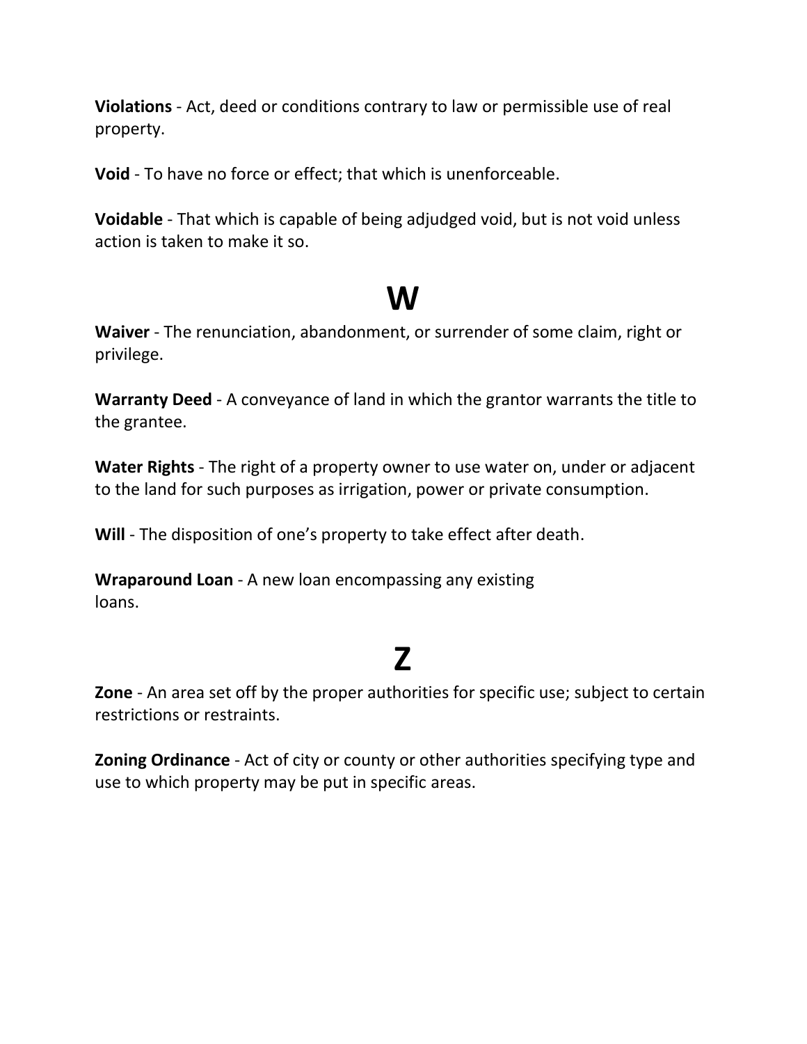**Violations** - Act, deed or conditions contrary to law or permissible use of real property.

**Void** - To have no force or effect; that which is unenforceable.

**Voidable** - That which is capable of being adjudged void, but is not void unless action is taken to make it so.

# W

**Waiver** - The renunciation, abandonment, or surrender of some claim, right or privilege.

**Warranty Deed** - A conveyance of land in which the grantor warrants the title to the grantee.

**Water Rights** - The right of a property owner to use water on, under or adjacent to the land for such purposes as irrigation, power or private consumption.

**Will** - The disposition of one's property to take effect after death.

**Wraparound Loan** - A new loan encompassing any existing loans.

# Z

**Zone** - An area set off by the proper authorities for specific use; subject to certain restrictions or restraints.

**Zoning Ordinance** - Act of city or county or other authorities specifying type and use to which property may be put in specific areas.